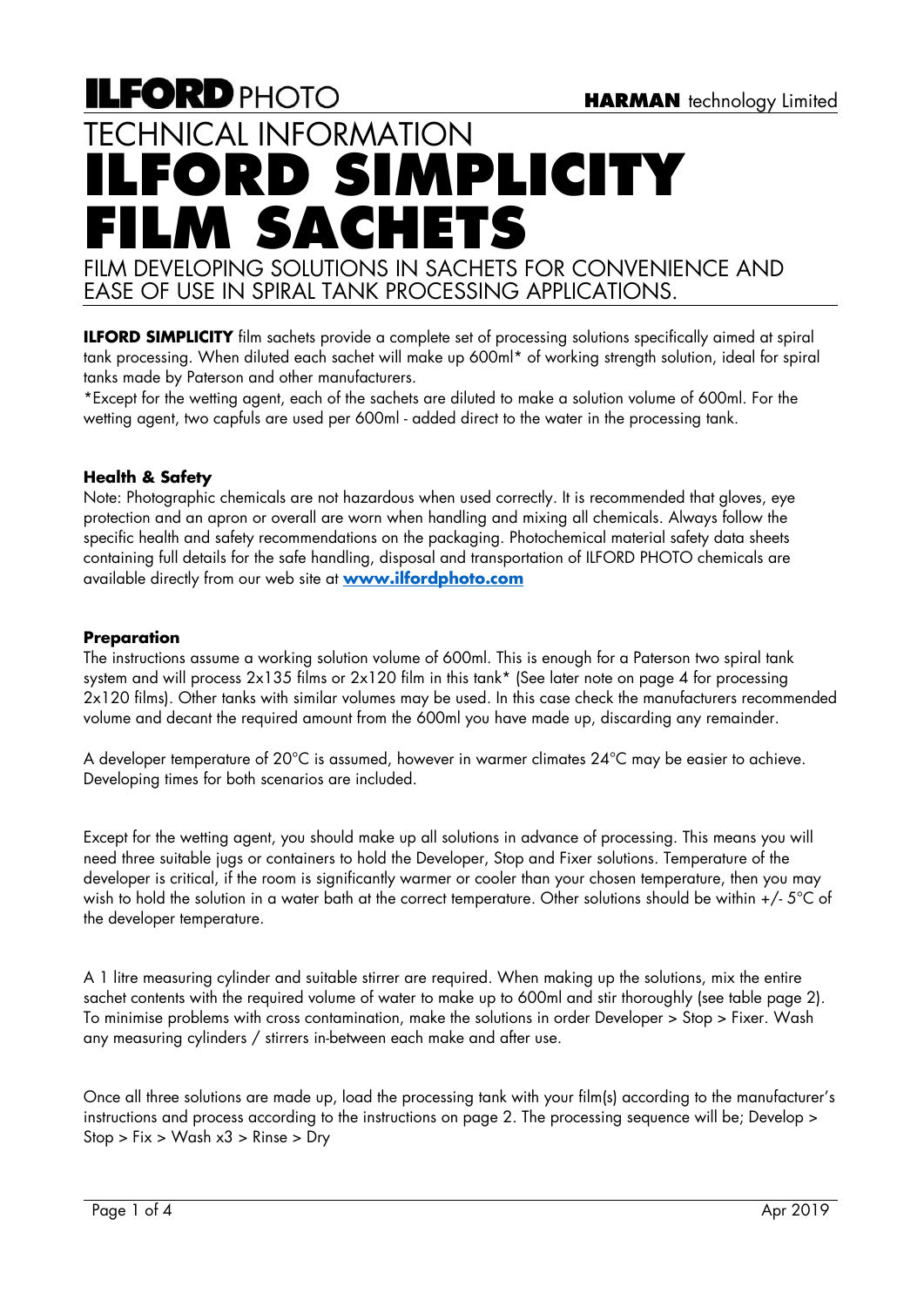**ILFORD** PHOTO

**HARMAN** technology Limited

TECHNICAL INFORMATION

# ILFORD SIMPLICITY FILM SACHETS

FILM DEVELOPING SOLUTIONS IN SACHETS FOR CONVENIENCE AND EASE OF USE IN SPIRAL TANK PROCESSING APPLICATIONS.

**ILFORD SIMPLICITY** film sachets provide a complete set of processing solutions specifically aimed at spiral tank processing. When diluted each sachet will make up 600ml* of working strength solution, ideal for spiral tanks made by Paterson and other manufacturers.

*Except for the wetting agent, each of the sachets are diluted to make a solution volume of 600ml. For the wetting agent, two capfuls are used per 600ml - added direct to the water in the processing tank.

### Health & Safety

Note: Photographic chemicals are not hazardous when used correctly. It is recommended that gloves, eye protection and an apron or overall are worn when handling and mixing all chemicals. Always follow the specific health and safety recommendations on the packaging. Photochemical material safety data sheets containing full details for the safe handling, disposal and transportation of ILFORD PHOTO chemicals are available directly from our web site at **www.ilfordphoto.com**

### Preparation

The instructions assume a working solution volume of 600ml. This is enough for a Paterson two spiral tank system and will process 2x135 films or 2x120 film in this tank* (See later note on page 4 for processing 2x120 films). Other tanks with similar volumes may be used. In this case check the manufacturers recommended volume and decant the required amount from the 600ml you have made up, discarding any remainder.

A developer temperature of 20°C is assumed, however in warmer climates 24°C may be easier to achieve. Developing times for both scenarios are included.

Except for the wetting agent, you should make up all solutions in advance of processing. This means you will need three suitable jugs or containers to hold the Developer, Stop and Fixer solutions. Temperature of the developer is critical, if the room is significantly warmer or cooler than your chosen temperature, then you may wish to hold the solution in a water bath at the correct temperature. Other solutions should be within +/- 5°C of the developer temperature.

A 1 litre measuring cylinder and suitable stirrer are required. When making up the solutions, mix the entire sachet contents with the required volume of water to make up to 600ml and stir thoroughly (see table page 2). To minimise problems with cross contamination, make the solutions in order Developer > Stop > Fixer. Wash any measuring cylinders / stirrers in-between each make and after use.

Once all three solutions are made up, load the processing tank with your film(s) according to the manufacturer's instructions and process according to the instructions on page 2. The processing sequence will be; Develop > Stop > Fix > Wash x3 > Rinse > Dry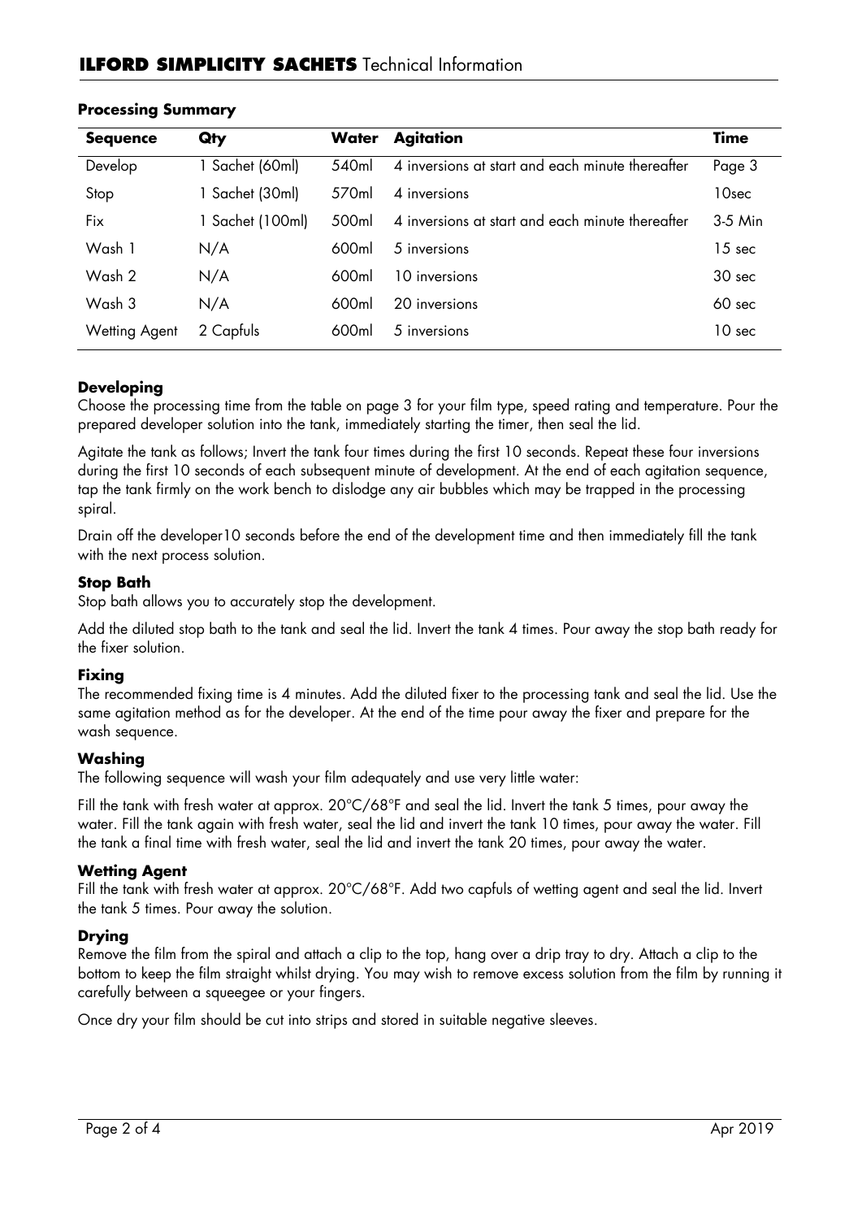## ILFORD SIMPLICITY SACHETS Technical Information

### Processing Summary

| Sequence | Qty | Water | Agitation | Time |
|---|---|---|---|---|
| Develop | 1 Sachet (60ml) | 540ml | 4 inversions at start and each minute thereafter | Page 3 |
| Stop | 1 Sachet (30ml) | 570ml | 4 inversions | 10sec |
| Fix | 1 Sachet (100ml) | 500ml | 4 inversions at start and each minute thereafter | 3-5 Min |
| Wash 1 | N/A | 600ml | 5 inversions | 15 sec |
| Wash 2 | N/A | 600ml | 10 inversions | 30 sec |
| Wash 3 | N/A | 600ml | 20 inversions | 60 sec |
| Wetting Agent | 2 Capfuls | 600ml | 5 inversions | 10 sec |

### Developing

Choose the processing time from the table on page 3 for your film type, speed rating and temperature. Pour the prepared developer solution into the tank, immediately starting the timer, then seal the lid.

Agitate the tank as follows; Invert the tank four times during the first 10 seconds. Repeat these four inversions during the first 10 seconds of each subsequent minute of development. At the end of each agitation sequence, tap the tank firmly on the work bench to dislodge any air bubbles which may be trapped in the processing spiral.

Drain off the developer10 seconds before the end of the development time and then immediately fill the tank with the next process solution.

### Stop Bath

Stop bath allows you to accurately stop the development.

Add the diluted stop bath to the tank and seal the lid. Invert the tank 4 times. Pour away the stop bath ready for the fixer solution.

### Fixing

The recommended fixing time is 4 minutes. Add the diluted fixer to the processing tank and seal the lid. Use the same agitation method as for the developer. At the end of the time pour away the fixer and prepare for the wash sequence.

### Washing

The following sequence will wash your film adequately and use very little water:

Fill the tank with fresh water at approx. 20°C/68°F and seal the lid. Invert the tank 5 times, pour away the water. Fill the tank again with fresh water, seal the lid and invert the tank 10 times, pour away the water. Fill the tank a final time with fresh water, seal the lid and invert the tank 20 times, pour away the water.

### Wetting Agent

Fill the tank with fresh water at approx. 20°C/68°F. Add two capfuls of wetting agent and seal the lid. Invert the tank 5 times. Pour away the solution.

### Drying

Remove the film from the spiral and attach a clip to the top, hang over a drip tray to dry. Attach a clip to the bottom to keep the film straight whilst drying. You may wish to remove excess solution from the film by running it carefully between a squeegee or your fingers.

Once dry your film should be cut into strips and stored in suitable negative sleeves.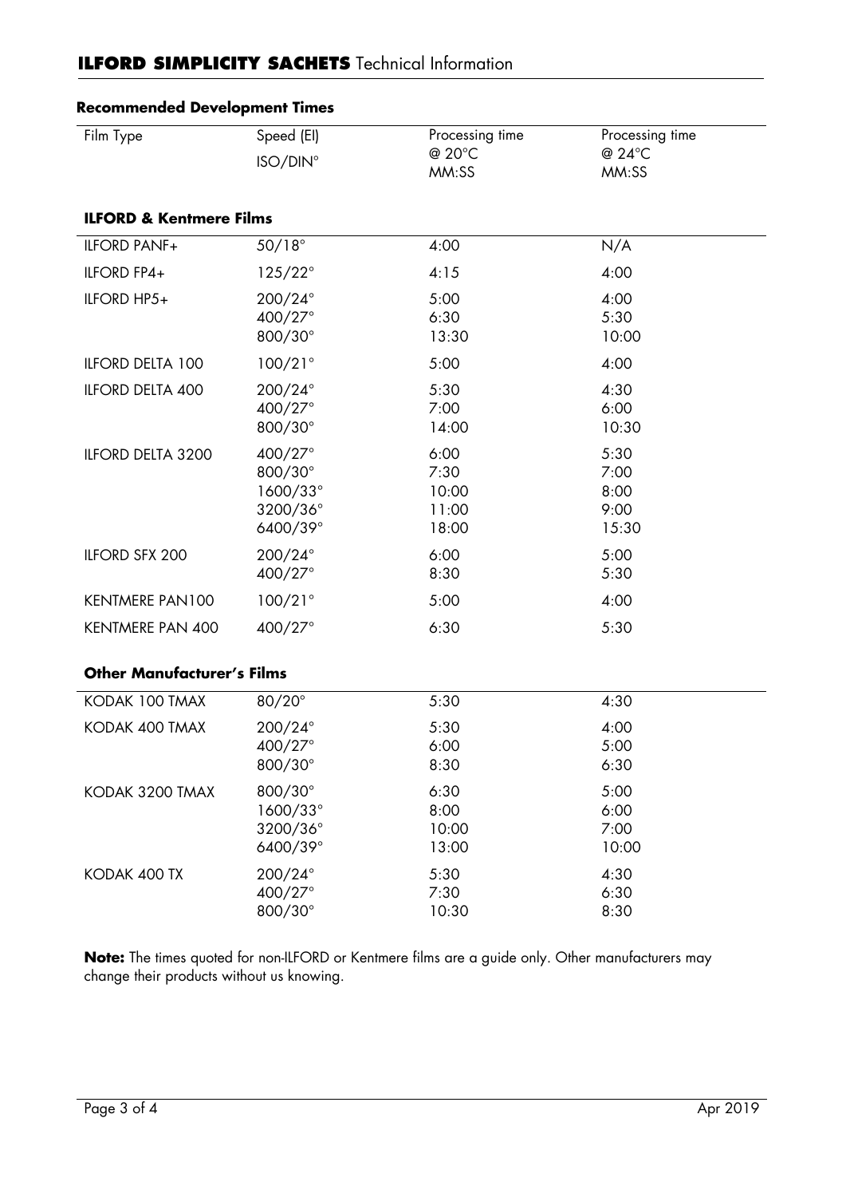## **ILFORD SIMPLICITY SACHETS** Technical Information

### Recommended Development Times

| Film Type | Speed (EI) ISO/DIN° | Processing time @ 20°C MM:SS | Processing time @ 24°C MM:SS |
|---|---|---|---|
| **ILFORD & Kentmere Films** | | | |
| ILFORD PANF+ | 50/18° | 4:00 | N/A |
| ILFORD FP4+ | 125/22° | 4:15 | 4:00 |
| ILFORD HP5+ | 200/24° | 5:00 | 4:00 |
| | 400/27° | 6:30 | 5:30 |
| | 800/30° | 13:30 | 10:00 |
| ILFORD DELTA 100 | 100/21° | 5:00 | 4:00 |
| ILFORD DELTA 400 | 200/24° | 5:30 | 4:30 |
| | 400/27° | 7:00 | 6:00 |
| | 800/30° | 14:00 | 10:30 |
| ILFORD DELTA 3200 | 400/27° | 6:00 | 5:30 |
| | 800/30° | 7:30 | 7:00 |
| | 1600/33° | 10:00 | 8:00 |
| | 3200/36° | 11:00 | 9:00 |
| | 6400/39° | 18:00 | 15:30 |
| ILFORD SFX 200 | 200/24° | 6:00 | 5:00 |
| | 400/27° | 8:30 | 5:30 |
| KENTMERE PAN100 | 100/21° | 5:00 | 4:00 |
| KENTMERE PAN 400 | 400/27° | 6:30 | 5:30 |
| **Other Manufacturer's Films** | | | |
| KODAK 100 TMAX | 80/20° | 5:30 | 4:30 |
| KODAK 400 TMAX | 200/24° | 5:30 | 4:00 |
| | 400/27° | 6:00 | 5:00 |
| | 800/30° | 8:30 | 6:30 |
| KODAK 3200 TMAX | 800/30° | 6:30 | 5:00 |
| | 1600/33° | 8:00 | 6:00 |
| | 3200/36° | 10:00 | 7:00 |
| | 6400/39° | 13:00 | 10:00 |
| KODAK 400 TX | 200/24° | 5:30 | 4:30 |
| | 400/27° | 7:30 | 6:30 |
| | 800/30° | 10:30 | 8:30 |

**Note:** The times quoted for non-ILFORD or Kentmere films are a guide only. Other manufacturers may change their products without us knowing.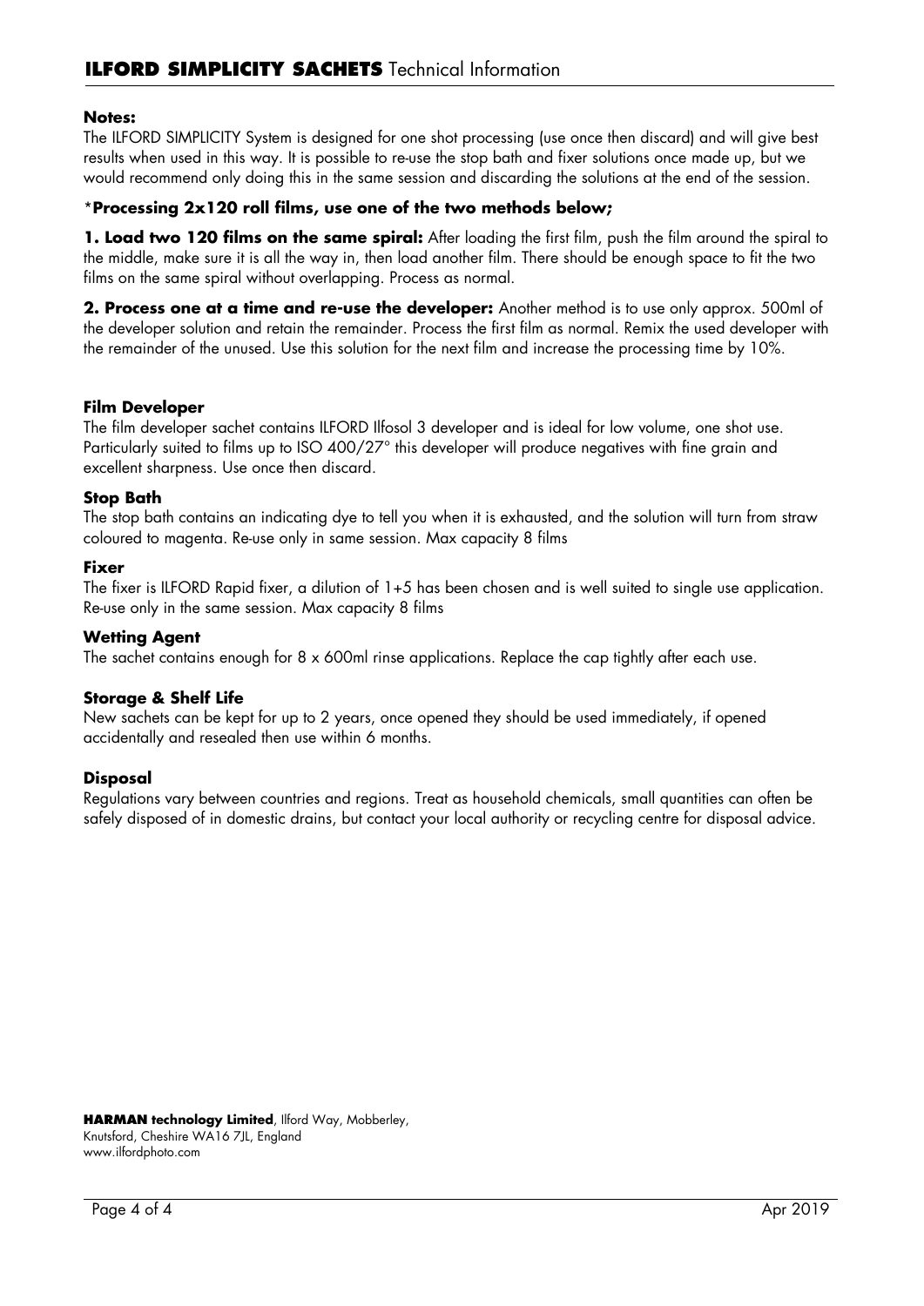**Notes:**

The ILFORD SIMPLICITY System is designed for one shot processing (use once then discard) and will give best results when used in this way. It is possible to re-use the stop bath and fixer solutions once made up, but we would recommend only doing this in the same session and discarding the solutions at the end of the session.

**\*Processing 2x120 roll films, use one of the two methods below;**

**1. Load two 120 films on the same spiral:** After loading the first film, push the film around the spiral to the middle, make sure it is all the way in, then load another film. There should be enough space to fit the two films on the same spiral without overlapping. Process as normal.

**2. Process one at a time and re-use the developer:** Another method is to use only approx. 500ml of the developer solution and retain the remainder. Process the first film as normal. Remix the used developer with the remainder of the unused. Use this solution for the next film and increase the processing time by 10%.

### Film Developer

The film developer sachet contains ILFORD Ilfosol 3 developer and is ideal for low volume, one shot use. Particularly suited to films up to ISO 400/27° this developer will produce negatives with fine grain and excellent sharpness. Use once then discard.

### Stop Bath

The stop bath contains an indicating dye to tell you when it is exhausted, and the solution will turn from straw coloured to magenta. Re-use only in same session. Max capacity 8 films

### Fixer

The fixer is ILFORD Rapid fixer, a dilution of 1+5 has been chosen and is well suited to single use application. Re-use only in the same session. Max capacity 8 films

### Wetting Agent

The sachet contains enough for 8 x 600ml rinse applications. Replace the cap tightly after each use.

### Storage & Shelf Life

New sachets can be kept for up to 2 years, once opened they should be used immediately, if opened accidentally and resealed then use within 6 months.

### Disposal

Regulations vary between countries and regions. Treat as household chemicals, small quantities can often be safely disposed of in domestic drains, but contact your local authority or recycling centre for disposal advice.

**HARMAN technology Limited**, Ilford Way, Mobberley,
Knutsford, Cheshire WA16 7JL, England
www.ilfordphoto.com

Apr 2019